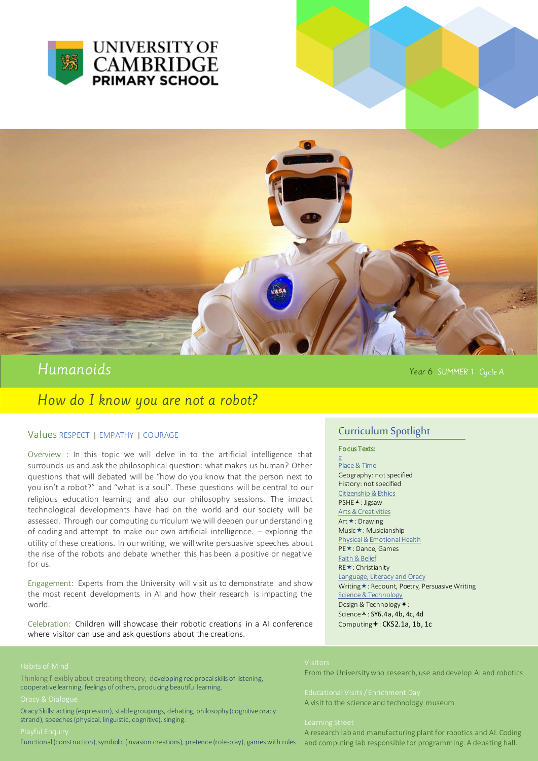UNIVERSITY OF CAMBRIDGE
PRIMARY SCHOOL

# Humanoids

Year 6 SUMMER 1 Cycle A

## How do I know you are not a robot?

Values RESPECT | EMPATHY | COURAGE

Overview : In this topic we will delve in to the artificial intelligence that surrounds us and ask the philosophical question: what makes us human? Other questions that will debated will be "how do you know that the person next to you isn't a robot?" and "what is a soul". These questions will be central to our religious education learning and also our philosophy sessions. The impact technological developments have had on the world and our society will be assessed. Through our computing curriculum we will deepen our understanding of coding and attempt to make our own artificial intelligence. – exploring the utility of these creations. In our writing, we will write persuasive speeches about the rise of the robots and debate whether this has been a positive or negative for us.

Engagement: Experts from the University will visit us to demonstrate and show the most recent developments in AI and how their research is impacting the world.

Celebration: Children will showcase their robotic creations in a AI conference where visitor can use and ask questions about the creations.

## Curriculum Spotlight

Focus Texts:

g

Place & Time

Geography: not specified

History: not specified

Citizenship & Ethics

PSHE▲: Jigsaw

Arts & Creativities

Art★: Drawing

Music★: Musicianship

Physical & Emotional Health

PE★: Dance, Games

Faith & Belief

RE★: Christianity

Language, Literacy and Oracy

Writing★: Recount, Poetry, Persuasive Writing

Science & Technology

Design & Technology✦:

Science▲: SY6.4a, 4b, 4c, 4d

Computing✦: CKS2.1a, 1b, 1c

### Habits of Mind

Thinking flexibly about creating theory, developing reciprocal skills of listening, cooperative learning, feelings of others, producing beautiful learning.

### Oracy & Dialogue

Oracy Skills: acting (expression), stable groupings, debating, philosophy (cognitive oracy strand), speeches (physical, linguistic, cognitive), singing.

### Playful Enquiry

Functional (construction), symbolic (invasion creations), pretence (role-play), games with rules

### Visitors

From the University who research, use and develop AI and robotics.

### Educational Visits / Enrichment Day

A visit to the science and technology museum

### Learning Street

A research lab and manufacturing plant for robotics and AI. Coding and computing lab responsible for programming. A debating hall.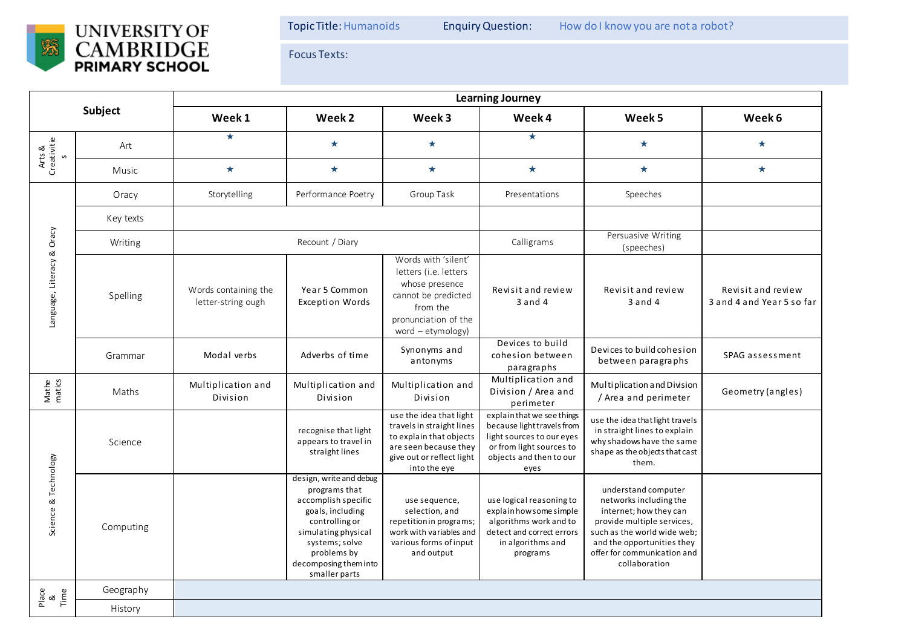UNIVERSITY OF CAMBRIDGE PRIMARY SCHOOL

**Topic Title:** Humanoids **Enquiry Question:** How do I know you are not a robot?

**Focus Texts:**

| Subject | | Learning Journey | | | | | |
|---|---|---|---|---|---|---|---|
| | | **Week 1** | **Week 2** | **Week 3** | **Week 4** | **Week 5** | **Week 6** |
| Arts & Creativities | Art | ★ | ★ | ★ | ★ | ★ | ★ |
| | Music | ★ | ★ | ★ | ★ | ★ | ★ |
| Language, Literacy & Oracy | Oracy | Storytelling | Performance Poetry | Group Task | Presentations | Speeches | |
| | Key texts | | | | | | |
| | Writing | Recount / Diary | | | Calligrams | Persuasive Writing (speeches) | |
| | Spelling | Words containing the letter-string ough | Year 5 Common Exception Words | Words with 'silent' letters (i.e. letters whose presence cannot be predicted from the pronunciation of the word – etymology) | Revisit and review 3 and 4 | Revisit and review 3 and 4 | Revisit and review 3 and 4 and Year 5 so far |
| | Grammar | Modal verbs | Adverbs of time | Synonyms and antonyms | Devices to build cohesion between paragraphs | Devices to build cohesion between paragraphs | SPAG assessment |
| Mathematics | Maths | Multiplication and Division | Multiplication and Division | Multiplication and Division | Multiplication and Division / Area and perimeter | Multiplication and Division / Area and perimeter | Geometry (angles) |
| Science & Technology | Science | | recognise that light appears to travel in straight lines | use the idea that light travels in straight lines to explain that objects are seen because they give out or reflect light into the eye | explain that we see things because light travels from light sources to our eyes or from light sources to objects and then to our eyes | use the idea that light travels in straight lines to explain why shadows have the same shape as the objects that cast them. | |
| | Computing | | design, write and debug programs that accomplish specific goals, including controlling or simulating physical systems; solve problems by decomposing them into smaller parts | use sequence, selection, and repetition in programs; work with variables and various forms of input and output | use logical reasoning to explain how some simple algorithms work and to detect and correct errors in algorithms and programs | understand computer networks including the internet; how they can provide multiple services, such as the world wide web; and the opportunities they offer for communication and collaboration | |
| Place & Time | Geography | | | | | | |
| | History | | | | | | |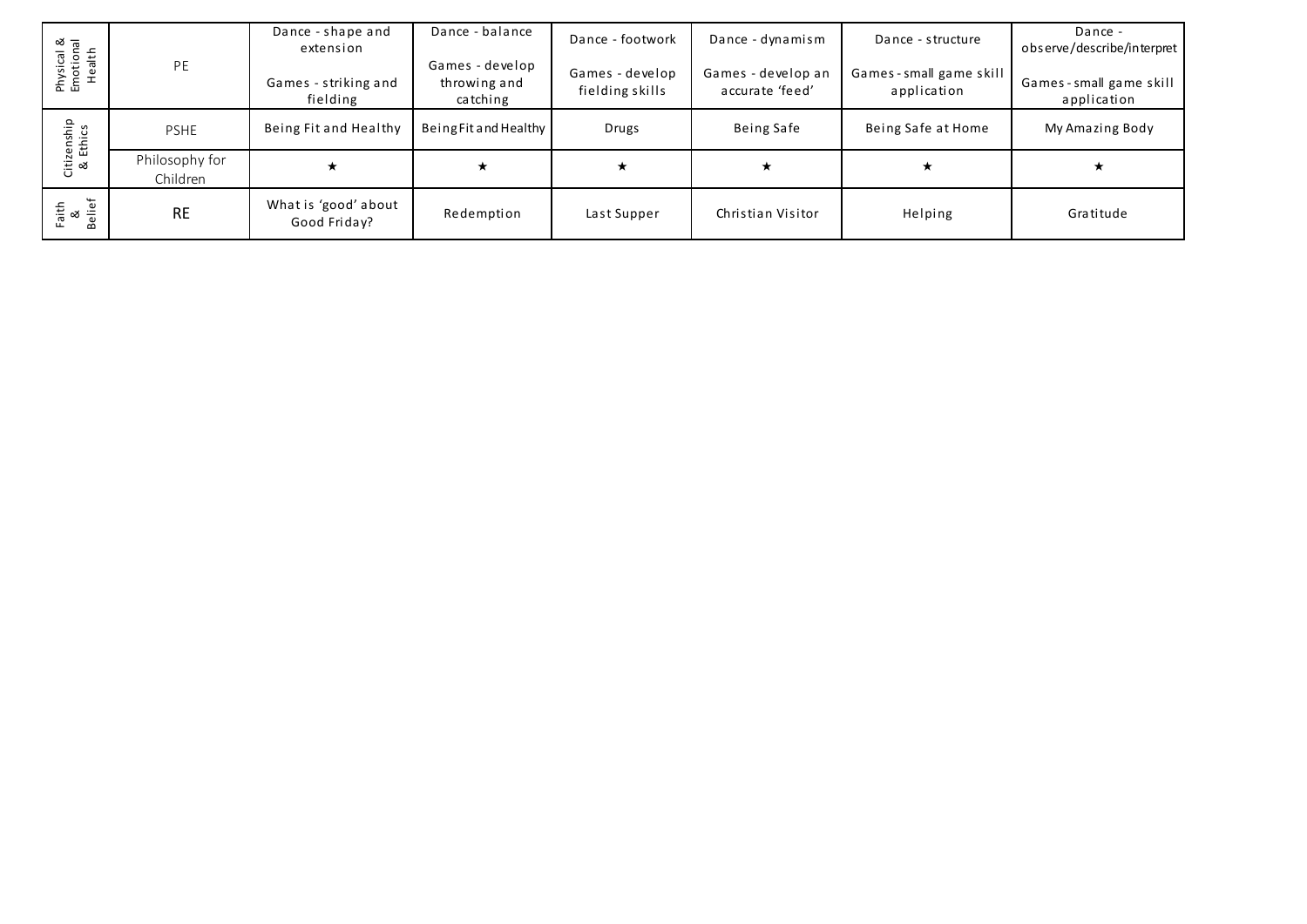| | | | | | | | |
|---|---|---|---|---|---|---|---|
| Physical & Emotional Health | PE | Dance - shape and extension<br><br>Games - striking and fielding | Dance - balance<br><br>Games - develop throwing and catching | Dance - footwork<br><br>Games - develop fielding skills | Dance - dynamism<br><br>Games - develop an accurate 'feed' | Dance - structure<br><br>Games - small game skill application | Dance - observe/describe/interpret<br><br>Games - small game skill application |
| Citizenship & Ethics | PSHE | Being Fit and Healthy | Being Fit and Healthy | Drugs | Being Safe | Being Safe at Home | My Amazing Body |
| | Philosophy for Children | ★ | ★ | ★ | ★ | ★ | ★ |
| Faith & Belief | RE | What is 'good' about Good Friday? | Redemption | Last Supper | Christian Visitor | Helping | Gratitude |